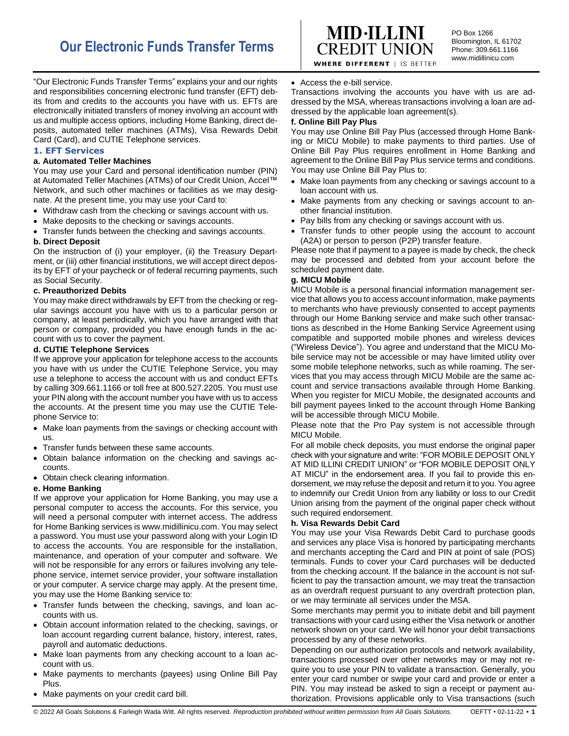# Our Electronic Funds Transfer Terms

MID·ILLINI CREDIT UNION
WHERE DIFFERENT | IS BETTER

PO Box 1266
Bloomington, IL 61702
Phone: 309.661.1166
www.midillinicu.com

"Our Electronic Funds Transfer Terms" explains your and our rights and responsibilities concerning electronic fund transfer (EFT) debits from and credits to the accounts you have with us. EFTs are electronically initiated transfers of money involving an account with us and multiple access options, including Home Banking, direct deposits, automated teller machines (ATMs), Visa Rewards Debit Card (Card), and CUTIE Telephone services.

## 1. EFT Services

### a. Automated Teller Machines

You may use your Card and personal identification number (PIN) at Automated Teller Machines (ATMs) of our Credit Union, Accel™ Network, and such other machines or facilities as we may designate. At the present time, you may use your Card to:

- Withdraw cash from the checking or savings account with us.
- Make deposits to the checking or savings accounts.
- Transfer funds between the checking and savings accounts.

### b. Direct Deposit

On the instruction of (i) your employer, (ii) the Treasury Department, or (iii) other financial institutions, we will accept direct deposits by EFT of your paycheck or of federal recurring payments, such as Social Security.

### c. Preauthorized Debits

You may make direct withdrawals by EFT from the checking or regular savings account you have with us to a particular person or company, at least periodically, which you have arranged with that person or company, provided you have enough funds in the account with us to cover the payment.

### d. CUTIE Telephone Services

If we approve your application for telephone access to the accounts you have with us under the CUTIE Telephone Service, you may use a telephone to access the account with us and conduct EFTs by calling 309.661.1166 or toll free at 800.527.2205. You must use your PIN along with the account number you have with us to access the accounts. At the present time you may use the CUTIE Telephone Service to:

- Make loan payments from the savings or checking account with us.
- Transfer funds between these same accounts.
- Obtain balance information on the checking and savings accounts.
- Obtain check clearing information.

### e. Home Banking

If we approve your application for Home Banking, you may use a personal computer to access the accounts. For this service, you will need a personal computer with internet access. The address for Home Banking services is www.midillinicu.com. You may select a password. You must use your password along with your Login ID to access the accounts. You are responsible for the installation, maintenance, and operation of your computer and software. We will not be responsible for any errors or failures involving any telephone service, internet service provider, your software installation or your computer. A service charge may apply. At the present time, you may use the Home Banking service to:

- Transfer funds between the checking, savings, and loan accounts with us.
- Obtain account information related to the checking, savings, or loan account regarding current balance, history, interest, rates, payroll and automatic deductions.
- Make loan payments from any checking account to a loan account with us.
- Make payments to merchants (payees) using Online Bill Pay Plus.
- Make payments on your credit card bill.
- Access the e-bill service.

Transactions involving the accounts you have with us are addressed by the MSA, whereas transactions involving a loan are addressed by the applicable loan agreement(s).

### f. Online Bill Pay Plus

You may use Online Bill Pay Plus (accessed through Home Banking or MICU Mobile) to make payments to third parties. Use of Online Bill Pay Plus requires enrollment in Home Banking and agreement to the Online Bill Pay Plus service terms and conditions. You may use Online Bill Pay Plus to:

- Make loan payments from any checking or savings account to a loan account with us.
- Make payments from any checking or savings account to another financial institution.
- Pay bills from any checking or savings account with us.
- Transfer funds to other people using the account to account (A2A) or person to person (P2P) transfer feature.

Please note that if payment to a payee is made by check, the check may be processed and debited from your account before the scheduled payment date.

### g. MICU Mobile

MICU Mobile is a personal financial information management service that allows you to access account information, make payments to merchants who have previously consented to accept payments through our Home Banking service and make such other transactions as described in the Home Banking Service Agreement using compatible and supported mobile phones and wireless devices ("Wireless Device"). You agree and understand that the MICU Mobile service may not be accessible or may have limited utility over some mobile telephone networks, such as while roaming. The services that you may access through MICU Mobile are the same account and service transactions available through Home Banking. When you register for MICU Mobile, the designated accounts and bill payment payees linked to the account through Home Banking will be accessible through MICU Mobile.

Please note that the Pro Pay system is not accessible through MICU Mobile.

For all mobile check deposits, you must endorse the original paper check with your signature and write: "FOR MOBILE DEPOSIT ONLY AT MID ILLINI CREDIT UNION" or "FOR MOBILE DEPOSIT ONLY AT MICU" in the endorsement area. If you fail to provide this endorsement, we may refuse the deposit and return it to you. You agree to indemnify our Credit Union from any liability or loss to our Credit Union arising from the payment of the original paper check without such required endorsement.

### h. Visa Rewards Debit Card

You may use your Visa Rewards Debit Card to purchase goods and services any place Visa is honored by participating merchants and merchants accepting the Card and PIN at point of sale (POS) terminals. Funds to cover your Card purchases will be deducted from the checking account. If the balance in the account is not sufficient to pay the transaction amount, we may treat the transaction as an overdraft request pursuant to any overdraft protection plan, or we may terminate all services under the MSA.

Some merchants may permit you to initiate debit and bill payment transactions with your card using either the Visa network or another network shown on your card. We will honor your debit transactions processed by any of these networks.

Depending on our authorization protocols and network availability, transactions processed over other networks may or may not require you to use your PIN to validate a transaction. Generally, you enter your card number or swipe your card and provide or enter a PIN. You may instead be asked to sign a receipt or payment authorization. Provisions applicable only to Visa transactions (such

© 2022 All Goals Solutions & Farleigh Wada Witt. All rights reserved. *Reproduction prohibited without written permission from All Goals Solutions.* OEFTT • 02-11-22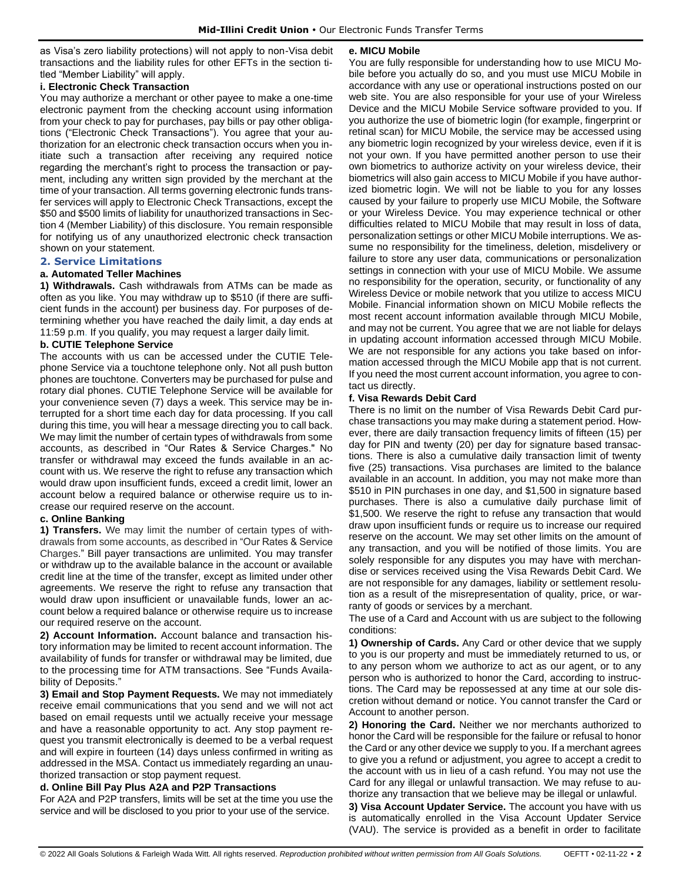as Visa's zero liability protections) will not apply to non-Visa debit transactions and the liability rules for other EFTs in the section titled "Member Liability" will apply.

#### i. Electronic Check Transaction

You may authorize a merchant or other payee to make a one-time electronic payment from the checking account using information from your check to pay for purchases, pay bills or pay other obligations ("Electronic Check Transactions"). You agree that your authorization for an electronic check transaction occurs when you initiate such a transaction after receiving any required notice regarding the merchant's right to process the transaction or payment, including any written sign provided by the merchant at the time of your transaction. All terms governing electronic funds transfer services will apply to Electronic Check Transactions, except the $50 and $500 limits of liability for unauthorized transactions in Section 4 (Member Liability) of this disclosure. You remain responsible for notifying us of any unauthorized electronic check transaction shown on your statement.

## 2. Service Limitations

#### a. Automated Teller Machines

**1) Withdrawals.** Cash withdrawals from ATMs can be made as often as you like. You may withdraw up to $510 (if there are sufficient funds in the account) per business day. For purposes of determining whether you have reached the daily limit, a day ends at 11:59 p.m. If you qualify, you may request a larger daily limit.

#### b. CUTIE Telephone Service

The accounts with us can be accessed under the CUTIE Telephone Service via a touchtone telephone only. Not all push button phones are touchtone. Converters may be purchased for pulse and rotary dial phones. CUTIE Telephone Service will be available for your convenience seven (7) days a week. This service may be interrupted for a short time each day for data processing. If you call during this time, you will hear a message directing you to call back. We may limit the number of certain types of withdrawals from some accounts, as described in "Our Rates & Service Charges." No transfer or withdrawal may exceed the funds available in an account with us. We reserve the right to refuse any transaction which would draw upon insufficient funds, exceed a credit limit, lower an account below a required balance or otherwise require us to increase our required reserve on the account.

#### c. Online Banking

**1) Transfers.** We may limit the number of certain types of withdrawals from some accounts, as described in "Our Rates & Service Charges." Bill payer transactions are unlimited. You may transfer or withdraw up to the available balance in the account or available credit line at the time of the transfer, except as limited under other agreements. We reserve the right to refuse any transaction that would draw upon insufficient or unavailable funds, lower an account below a required balance or otherwise require us to increase our required reserve on the account.

**2) Account Information.** Account balance and transaction history information may be limited to recent account information. The availability of funds for transfer or withdrawal may be limited, due to the processing time for ATM transactions. See "Funds Availability of Deposits."

**3) Email and Stop Payment Requests.** We may not immediately receive email communications that you send and we will not act based on email requests until we actually receive your message and have a reasonable opportunity to act. Any stop payment request you transmit electronically is deemed to be a verbal request and will expire in fourteen (14) days unless confirmed in writing as addressed in the MSA. Contact us immediately regarding an unauthorized transaction or stop payment request.

#### d. Online Bill Pay Plus A2A and P2P Transactions

For A2A and P2P transfers, limits will be set at the time you use the service and will be disclosed to you prior to your use of the service.

#### e. MICU Mobile

You are fully responsible for understanding how to use MICU Mobile before you actually do so, and you must use MICU Mobile in accordance with any use or operational instructions posted on our web site. You are also responsible for your use of your Wireless Device and the MICU Mobile Service software provided to you. If you authorize the use of biometric login (for example, fingerprint or retinal scan) for MICU Mobile, the service may be accessed using any biometric login recognized by your wireless device, even if it is not your own. If you have permitted another person to use their own biometrics to authorize activity on your wireless device, their biometrics will also gain access to MICU Mobile if you have authorized biometric login. We will not be liable to you for any losses caused by your failure to properly use MICU Mobile, the Software or your Wireless Device. You may experience technical or other difficulties related to MICU Mobile that may result in loss of data, personalization settings or other MICU Mobile interruptions. We assume no responsibility for the timeliness, deletion, misdelivery or failure to store any user data, communications or personalization settings in connection with your use of MICU Mobile. We assume no responsibility for the operation, security, or functionality of any Wireless Device or mobile network that you utilize to access MICU Mobile. Financial information shown on MICU Mobile reflects the most recent account information available through MICU Mobile, and may not be current. You agree that we are not liable for delays in updating account information accessed through MICU Mobile. We are not responsible for any actions you take based on information accessed through the MICU Mobile app that is not current. If you need the most current account information, you agree to contact us directly.

#### f. Visa Rewards Debit Card

There is no limit on the number of Visa Rewards Debit Card purchase transactions you may make during a statement period. However, there are daily transaction frequency limits of fifteen (15) per day for PIN and twenty (20) per day for signature based transactions. There is also a cumulative daily transaction limit of twenty five (25) transactions. Visa purchases are limited to the balance available in an account. In addition, you may not make more than $510 in PIN purchases in one day, and $1,500 in signature based purchases. There is also a cumulative daily purchase limit of $1,500. We reserve the right to refuse any transaction that would draw upon insufficient funds or require us to increase our required reserve on the account. We may set other limits on the amount of any transaction, and you will be notified of those limits. You are solely responsible for any disputes you may have with merchandise or services received using the Visa Rewards Debit Card. We are not responsible for any damages, liability or settlement resolution as a result of the misrepresentation of quality, price, or warranty of goods or services by a merchant.

The use of a Card and Account with us are subject to the following conditions:

**1) Ownership of Cards.** Any Card or other device that we supply to you is our property and must be immediately returned to us, or to any person whom we authorize to act as our agent, or to any person who is authorized to honor the Card, according to instructions. The Card may be repossessed at any time at our sole discretion without demand or notice. You cannot transfer the Card or Account to another person.

**2) Honoring the Card.** Neither we nor merchants authorized to honor the Card will be responsible for the failure or refusal to honor the Card or any other device we supply to you. If a merchant agrees to give you a refund or adjustment, you agree to accept a credit to the account with us in lieu of a cash refund. You may not use the Card for any illegal or unlawful transaction. We may refuse to authorize any transaction that we believe may be illegal or unlawful.

**3) Visa Account Updater Service.** The account you have with us is automatically enrolled in the Visa Account Updater Service (VAU). The service is provided as a benefit in order to facilitate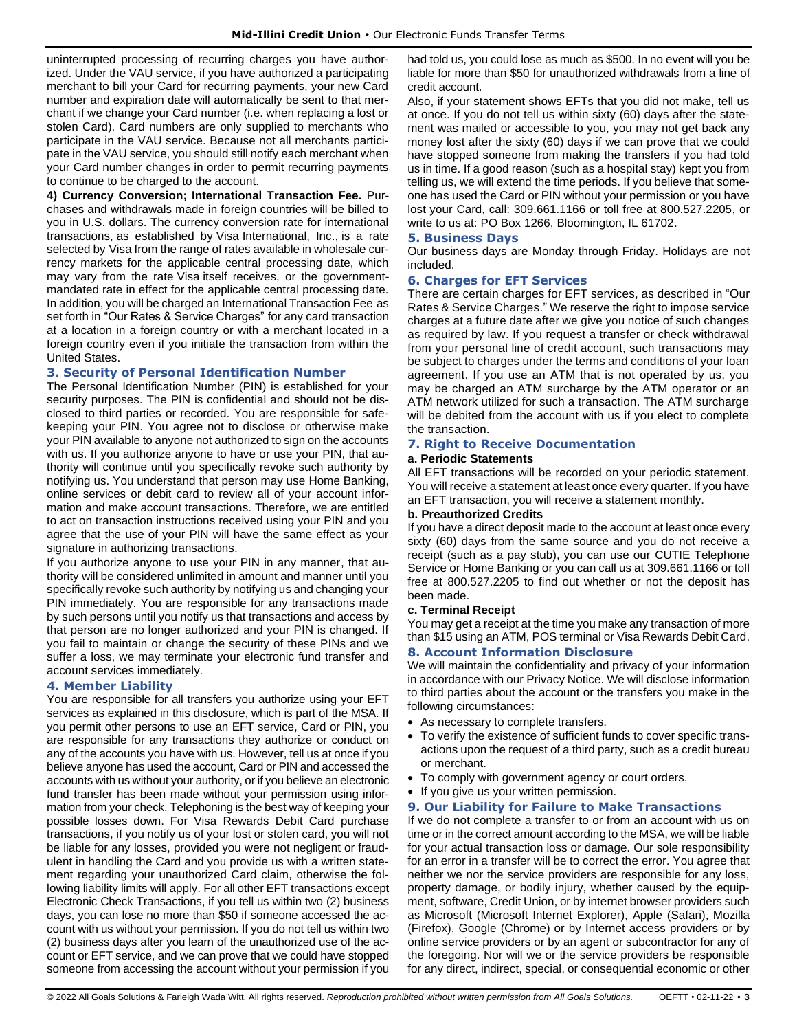uninterrupted processing of recurring charges you have authorized. Under the VAU service, if you have authorized a participating merchant to bill your Card for recurring payments, your new Card number and expiration date will automatically be sent to that merchant if we change your Card number (i.e. when replacing a lost or stolen Card). Card numbers are only supplied to merchants who participate in the VAU service. Because not all merchants participate in the VAU service, you should still notify each merchant when your Card number changes in order to permit recurring payments to continue to be charged to the account.

**4) Currency Conversion; International Transaction Fee.** Purchases and withdrawals made in foreign countries will be billed to you in U.S. dollars. The currency conversion rate for international transactions, as established by Visa International, Inc., is a rate selected by Visa from the range of rates available in wholesale currency markets for the applicable central processing date, which may vary from the rate Visa itself receives, or the government-mandated rate in effect for the applicable central processing date. In addition, you will be charged an International Transaction Fee as set forth in "Our Rates & Service Charges" for any card transaction at a location in a foreign country or with a merchant located in a foreign country even if you initiate the transaction from within the United States.

## 3. Security of Personal Identification Number

The Personal Identification Number (PIN) is established for your security purposes. The PIN is confidential and should not be disclosed to third parties or recorded. You are responsible for safekeeping your PIN. You agree not to disclose or otherwise make your PIN available to anyone not authorized to sign on the accounts with us. If you authorize anyone to have or use your PIN, that authority will continue until you specifically revoke such authority by notifying us. You understand that person may use Home Banking, online services or debit card to review all of your account information and make account transactions. Therefore, we are entitled to act on transaction instructions received using your PIN and you agree that the use of your PIN will have the same effect as your signature in authorizing transactions.

If you authorize anyone to use your PIN in any manner, that authority will be considered unlimited in amount and manner until you specifically revoke such authority by notifying us and changing your PIN immediately. You are responsible for any transactions made by such persons until you notify us that transactions and access by that person are no longer authorized and your PIN is changed. If you fail to maintain or change the security of these PINs and we suffer a loss, we may terminate your electronic fund transfer and account services immediately.

## 4. Member Liability

You are responsible for all transfers you authorize using your EFT services as explained in this disclosure, which is part of the MSA. If you permit other persons to use an EFT service, Card or PIN, you are responsible for any transactions they authorize or conduct on any of the accounts you have with us. However, tell us at once if you believe anyone has used the account, Card or PIN and accessed the accounts with us without your authority, or if you believe an electronic fund transfer has been made without your permission using information from your check. Telephoning is the best way of keeping your possible losses down. For Visa Rewards Debit Card purchase transactions, if you notify us of your lost or stolen card, you will not be liable for any losses, provided you were not negligent or fraudulent in handling the Card and you provide us with a written statement regarding your unauthorized Card claim, otherwise the following liability limits will apply. For all other EFT transactions except Electronic Check Transactions, if you tell us within two (2) business days, you can lose no more than $50 if someone accessed the account with us without your permission. If you do not tell us within two (2) business days after you learn of the unauthorized use of the account or EFT service, and we can prove that we could have stopped someone from accessing the account without your permission if you had told us, you could lose as much as $500. In no event will you be liable for more than $50 for unauthorized withdrawals from a line of credit account.

Also, if your statement shows EFTs that you did not make, tell us at once. If you do not tell us within sixty (60) days after the statement was mailed or accessible to you, you may not get back any money lost after the sixty (60) days if we can prove that we could have stopped someone from making the transfers if you had told us in time. If a good reason (such as a hospital stay) kept you from telling us, we will extend the time periods. If you believe that someone has used the Card or PIN without your permission or you have lost your Card, call: 309.661.1166 or toll free at 800.527.2205, or write to us at: PO Box 1266, Bloomington, IL 61702.

## 5. Business Days

Our business days are Monday through Friday. Holidays are not included.

## 6. Charges for EFT Services

There are certain charges for EFT services, as described in "Our Rates & Service Charges." We reserve the right to impose service charges at a future date after we give you notice of such changes as required by law. If you request a transfer or check withdrawal from your personal line of credit account, such transactions may be subject to charges under the terms and conditions of your loan agreement. If you use an ATM that is not operated by us, you may be charged an ATM surcharge by the ATM operator or an ATM network utilized for such a transaction. The ATM surcharge will be debited from the account with us if you elect to complete the transaction.

## 7. Right to Receive Documentation

**a. Periodic Statements**

All EFT transactions will be recorded on your periodic statement. You will receive a statement at least once every quarter. If you have an EFT transaction, you will receive a statement monthly.

**b. Preauthorized Credits**

If you have a direct deposit made to the account at least once every sixty (60) days from the same source and you do not receive a receipt (such as a pay stub), you can use our CUTIE Telephone Service or Home Banking or you can call us at 309.661.1166 or toll free at 800.527.2205 to find out whether or not the deposit has been made.

**c. Terminal Receipt**

You may get a receipt at the time you make any transaction of more than $15 using an ATM, POS terminal or Visa Rewards Debit Card.

## 8. Account Information Disclosure

We will maintain the confidentiality and privacy of your information in accordance with our Privacy Notice. We will disclose information to third parties about the account or the transfers you make in the following circumstances:

- As necessary to complete transfers.
- To verify the existence of sufficient funds to cover specific transactions upon the request of a third party, such as a credit bureau or merchant.
- To comply with government agency or court orders.
- If you give us your written permission.

## 9. Our Liability for Failure to Make Transactions

If we do not complete a transfer to or from an account with us on time or in the correct amount according to the MSA, we will be liable for your actual transaction loss or damage. Our sole responsibility for an error in a transfer will be to correct the error. You agree that neither we nor the service providers are responsible for any loss, property damage, or bodily injury, whether caused by the equipment, software, Credit Union, or by internet browser providers such as Microsoft (Microsoft Internet Explorer), Apple (Safari), Mozilla (Firefox), Google (Chrome) or by Internet access providers or by online service providers or by an agent or subcontractor for any of the foregoing. Nor will we or the service providers be responsible for any direct, indirect, special, or consequential economic or other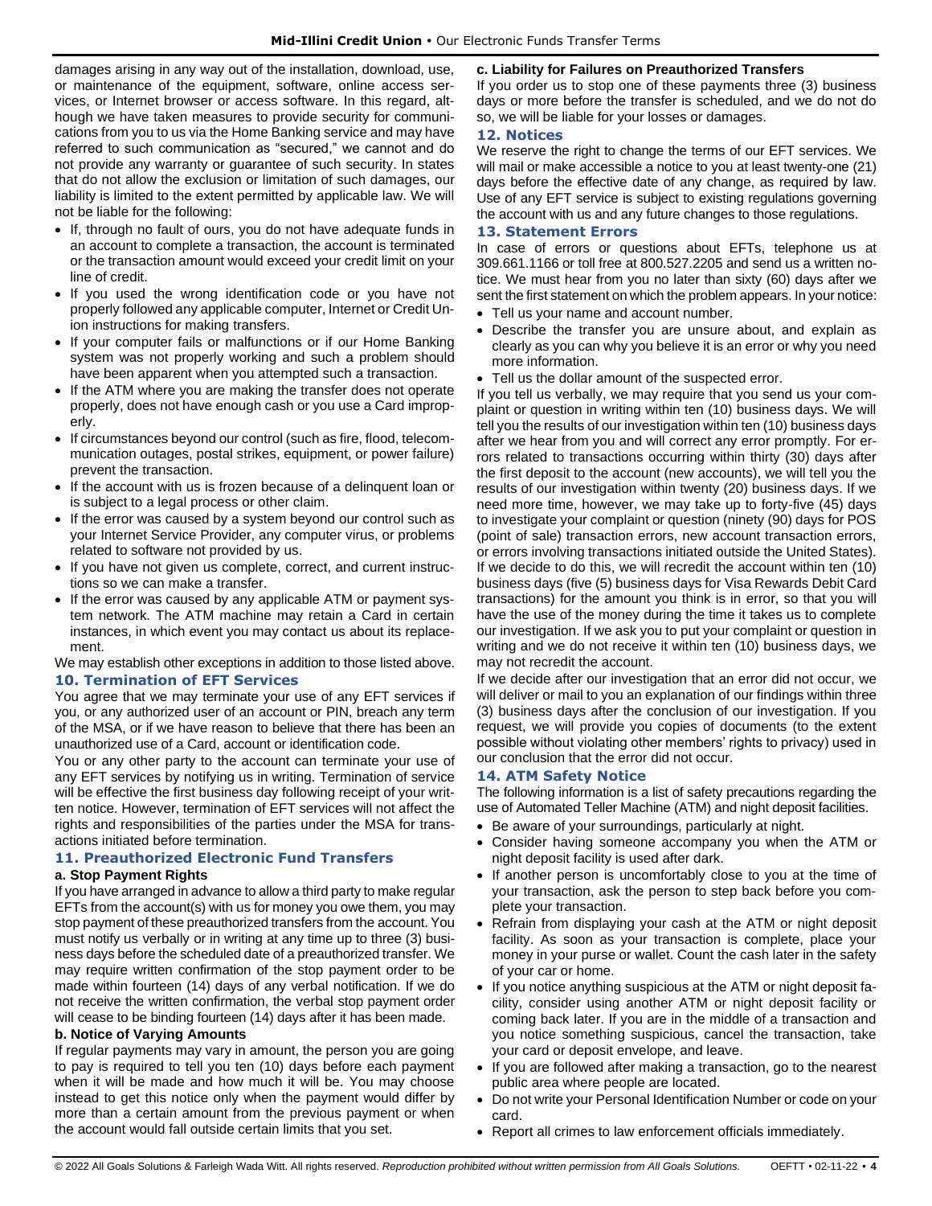damages arising in any way out of the installation, download, use, or maintenance of the equipment, software, online access services, or Internet browser or access software. In this regard, although we have taken measures to provide security for communications from you to us via the Home Banking service and may have referred to such communication as "secured," we cannot and do not provide any warranty or guarantee of such security. In states that do not allow the exclusion or limitation of such damages, our liability is limited to the extent permitted by applicable law. We will not be liable for the following:

- If, through no fault of ours, you do not have adequate funds in an account to complete a transaction, the account is terminated or the transaction amount would exceed your credit limit on your line of credit.
- If you used the wrong identification code or you have not properly followed any applicable computer, Internet or Credit Union instructions for making transfers.
- If your computer fails or malfunctions or if our Home Banking system was not properly working and such a problem should have been apparent when you attempted such a transaction.
- If the ATM where you are making the transfer does not operate properly, does not have enough cash or you use a Card improperly.
- If circumstances beyond our control (such as fire, flood, telecommunication outages, postal strikes, equipment, or power failure) prevent the transaction.
- If the account with us is frozen because of a delinquent loan or is subject to a legal process or other claim.
- If the error was caused by a system beyond our control such as your Internet Service Provider, any computer virus, or problems related to software not provided by us.
- If you have not given us complete, correct, and current instructions so we can make a transfer.
- If the error was caused by any applicable ATM or payment system network. The ATM machine may retain a Card in certain instances, in which event you may contact us about its replacement.

We may establish other exceptions in addition to those listed above.

## 10. Termination of EFT Services

You agree that we may terminate your use of any EFT services if you, or any authorized user of an account or PIN, breach any term of the MSA, or if we have reason to believe that there has been an unauthorized use of a Card, account or identification code.

You or any other party to the account can terminate your use of any EFT services by notifying us in writing. Termination of service will be effective the first business day following receipt of your written notice. However, termination of EFT services will not affect the rights and responsibilities of the parties under the MSA for transactions initiated before termination.

## 11. Preauthorized Electronic Fund Transfers

### a. Stop Payment Rights

If you have arranged in advance to allow a third party to make regular EFTs from the account(s) with us for money you owe them, you may stop payment of these preauthorized transfers from the account. You must notify us verbally or in writing at any time up to three (3) business days before the scheduled date of a preauthorized transfer. We may require written confirmation of the stop payment order to be made within fourteen (14) days of any verbal notification. If we do not receive the written confirmation, the verbal stop payment order will cease to be binding fourteen (14) days after it has been made.

### b. Notice of Varying Amounts

If regular payments may vary in amount, the person you are going to pay is required to tell you ten (10) days before each payment when it will be made and how much it will be. You may choose instead to get this notice only when the payment would differ by more than a certain amount from the previous payment or when the account would fall outside certain limits that you set.

### c. Liability for Failures on Preauthorized Transfers

If you order us to stop one of these payments three (3) business days or more before the transfer is scheduled, and we do not do so, we will be liable for your losses or damages.

## 12. Notices

We reserve the right to change the terms of our EFT services. We will mail or make accessible a notice to you at least twenty-one (21) days before the effective date of any change, as required by law. Use of any EFT service is subject to existing regulations governing the account with us and any future changes to those regulations.

## 13. Statement Errors

In case of errors or questions about EFTs, telephone us at 309.661.1166 or toll free at 800.527.2205 and send us a written notice. We must hear from you no later than sixty (60) days after we sent the first statement on which the problem appears. In your notice:

- Tell us your name and account number.
- Describe the transfer you are unsure about, and explain as clearly as you can why you believe it is an error or why you need more information.
- Tell us the dollar amount of the suspected error.

If you tell us verbally, we may require that you send us your complaint or question in writing within ten (10) business days. We will tell you the results of our investigation within ten (10) business days after we hear from you and will correct any error promptly. For errors related to transactions occurring within thirty (30) days after the first deposit to the account (new accounts), we will tell you the results of our investigation within twenty (20) business days. If we need more time, however, we may take up to forty-five (45) days to investigate your complaint or question (ninety (90) days for POS (point of sale) transaction errors, new account transaction errors, or errors involving transactions initiated outside the United States). If we decide to do this, we will recredit the account within ten (10) business days (five (5) business days for Visa Rewards Debit Card transactions) for the amount you think is in error, so that you will have the use of the money during the time it takes us to complete our investigation. If we ask you to put your complaint or question in writing and we do not receive it within ten (10) business days, we may not recredit the account.

If we decide after our investigation that an error did not occur, we will deliver or mail to you an explanation of our findings within three (3) business days after the conclusion of our investigation. If you request, we will provide you copies of documents (to the extent possible without violating other members' rights to privacy) used in our conclusion that the error did not occur.

## 14. ATM Safety Notice

The following information is a list of safety precautions regarding the use of Automated Teller Machine (ATM) and night deposit facilities.

- Be aware of your surroundings, particularly at night.
- Consider having someone accompany you when the ATM or night deposit facility is used after dark.
- If another person is uncomfortably close to you at the time of your transaction, ask the person to step back before you complete your transaction.
- Refrain from displaying your cash at the ATM or night deposit facility. As soon as your transaction is complete, place your money in your purse or wallet. Count the cash later in the safety of your car or home.
- If you notice anything suspicious at the ATM or night deposit facility, consider using another ATM or night deposit facility or coming back later. If you are in the middle of a transaction and you notice something suspicious, cancel the transaction, take your card or deposit envelope, and leave.
- If you are followed after making a transaction, go to the nearest public area where people are located.
- Do not write your Personal Identification Number or code on your card.
- Report all crimes to law enforcement officials immediately.